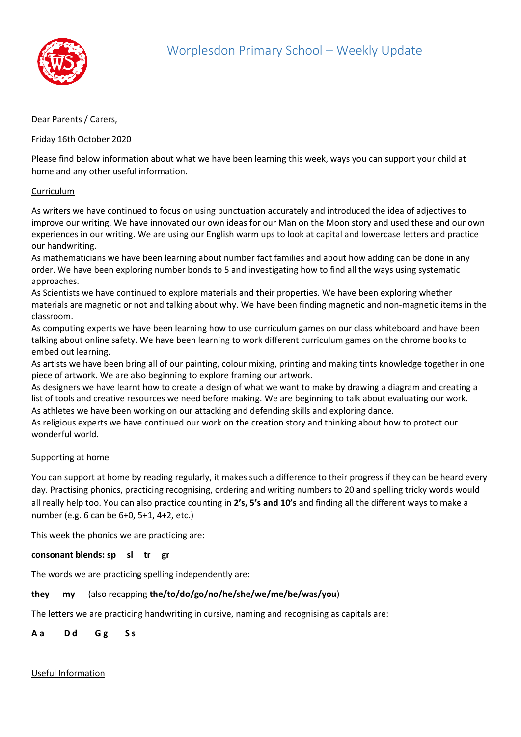# Worplesdon Primary School – Weekly Update

Dear Parents / Carers,

Friday 16th October 2020

Please find below information about what we have been learning this week, ways you can support your child at home and any other useful information.

## Curriculum

As writers we have continued to focus on using punctuation accurately and introduced the idea of adjectives to improve our writing. We have innovated our own ideas for our Man on the Moon story and used these and our own experiences in our writing. We are using our English warm ups to look at capital and lowercase letters and practice our handwriting.

As mathematicians we have been learning about number fact families and about how adding can be done in any order. We have been exploring number bonds to 5 and investigating how to find all the ways using systematic approaches.

As Scientists we have continued to explore materials and their properties. We have been exploring whether materials are magnetic or not and talking about why. We have been finding magnetic and non-magnetic items in the classroom.

As computing experts we have been learning how to use curriculum games on our class whiteboard and have been talking about online safety. We have been learning to work different curriculum games on the chrome books to embed out learning.

As artists we have been bring all of our painting, colour mixing, printing and making tints knowledge together in one piece of artwork. We are also beginning to explore framing our artwork.

As designers we have learnt how to create a design of what we want to make by drawing a diagram and creating a list of tools and creative resources we need before making. We are beginning to talk about evaluating our work.

As athletes we have been working on our attacking and defending skills and exploring dance.

As religious experts we have continued our work on the creation story and thinking about how to protect our wonderful world.

## Supporting at home

You can support at home by reading regularly, it makes such a difference to their progress if they can be heard every day. Practising phonics, practicing recognising, ordering and writing numbers to 20 and spelling tricky words would all really help too. You can also practice counting in **2's, 5's and 10's** and finding all the different ways to make a number (e.g. 6 can be 6+0, 5+1, 4+2, etc.)

This week the phonics we are practicing are:

**consonant blends: sp sl tr gr**

The words we are practicing spelling independently are:

**they my** (also recapping **the/to/do/go/no/he/she/we/me/be/was/you**)

The letters we are practicing handwriting in cursive, naming and recognising as capitals are:

**A a D d G g S s**

## Useful Information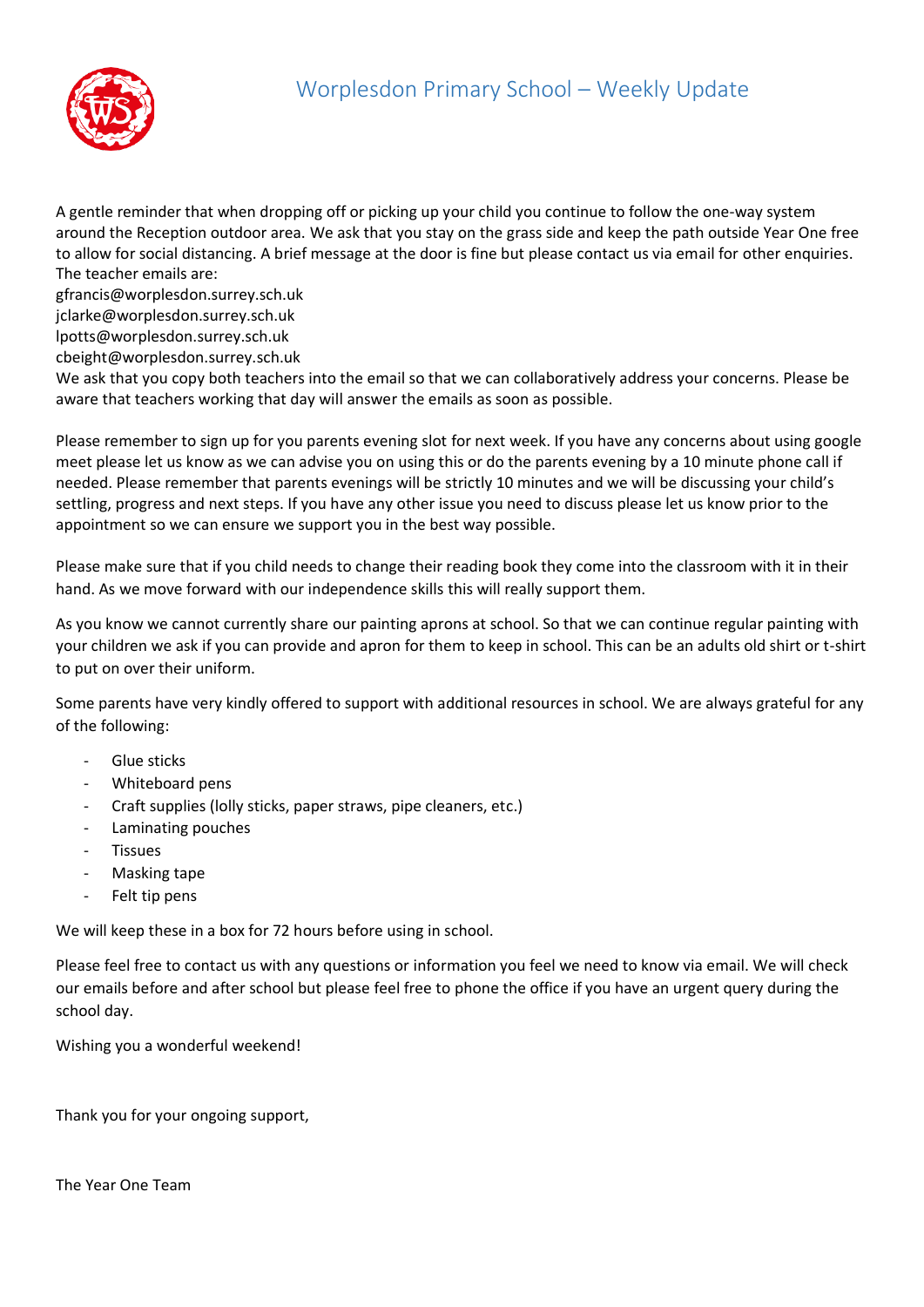# Worplesdon Primary School – Weekly Update

A gentle reminder that when dropping off or picking up your child you continue to follow the one-way system around the Reception outdoor area. We ask that you stay on the grass side and keep the path outside Year One free to allow for social distancing. A brief message at the door is fine but please contact us via email for other enquiries. The teacher emails are:
gfrancis@worplesdon.surrey.sch.uk
jclarke@worplesdon.surrey.sch.uk
lpotts@worplesdon.surrey.sch.uk
cbeight@worplesdon.surrey.sch.uk
We ask that you copy both teachers into the email so that we can collaboratively address your concerns. Please be aware that teachers working that day will answer the emails as soon as possible.

Please remember to sign up for you parents evening slot for next week. If you have any concerns about using google meet please let us know as we can advise you on using this or do the parents evening by a 10 minute phone call if needed. Please remember that parents evenings will be strictly 10 minutes and we will be discussing your child's settling, progress and next steps. If you have any other issue you need to discuss please let us know prior to the appointment so we can ensure we support you in the best way possible.

Please make sure that if you child needs to change their reading book they come into the classroom with it in their hand. As we move forward with our independence skills this will really support them.

As you know we cannot currently share our painting aprons at school. So that we can continue regular painting with your children we ask if you can provide and apron for them to keep in school. This can be an adults old shirt or t-shirt to put on over their uniform.

Some parents have very kindly offered to support with additional resources in school. We are always grateful for any of the following:

- Glue sticks
- Whiteboard pens
- Craft supplies (lolly sticks, paper straws, pipe cleaners, etc.)
- Laminating pouches
- Tissues
- Masking tape
- Felt tip pens

We will keep these in a box for 72 hours before using in school.

Please feel free to contact us with any questions or information you feel we need to know via email. We will check our emails before and after school but please feel free to phone the office if you have an urgent query during the school day.

Wishing you a wonderful weekend!

Thank you for your ongoing support,

The Year One Team